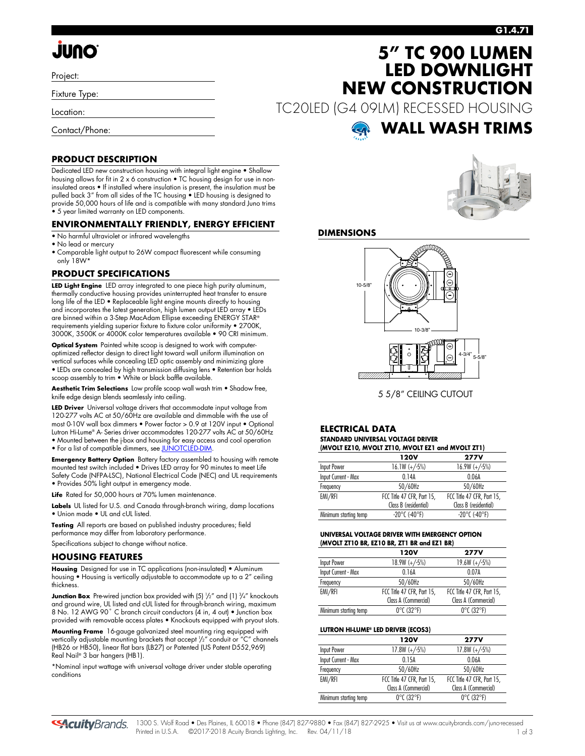# 5" TC 900 LUMEN LED DOWNLIGHT NEW CONSTRUCTION

## TC20LED (G4 09LM) RECESSED HOUSING

## WALL WASH TRIMS

Project:

Fixture Type:

Location:

Contact/Phone:

### PRODUCT DESCRIPTION

Dedicated LED new construction housing with integral light engine • Shallow housing allows for fit in 2 x 6 construction • TC housing design for use in non-insulated areas • If installed where insulation is present, the insulation must be pulled back 3" from all sides of the TC housing • LED housing is designed to provide 50,000 hours of life and is compatible with many standard Juno trims • 5 year limited warranty on LED components.

### ENVIRONMENTALLY FRIENDLY, ENERGY EFFICIENT

- No harmful ultraviolet or infrared wavelengths
- No lead or mercury
- Comparable light output to 26W compact fluorescent while consuming only 18W*

### PRODUCT SPECIFICATIONS

**LED Light Engine** LED array integrated to one piece high purity aluminum, thermally conductive housing provides uninterrupted heat transfer to ensure long life of the LED • Replaceable light engine mounts directly to housing and incorporates the latest generation, high lumen output LED array • LEDs are binned within a 3-Step MacAdam Ellipse exceeding ENERGY STAR® requirements yielding superior fixture to fixture color uniformity • 2700K, 3000K, 3500K or 4000K color temperatures available • 90 CRI minimum.

**Optical System** Painted white scoop is designed to work with computer-optimized reflector design to direct light toward wall uniform illumination on vertical surfaces while concealing LED optic assembly and minimizing glare • LEDs are concealed by high transmission diffusing lens • Retention bar holds scoop assembly to trim • White or black baffle available.

**Aesthetic Trim Selections** Low profile scoop wall wash trim • Shadow free, knife edge design blends seamlessly into ceiling.

**LED Driver** Universal voltage drivers that accommodate input voltage from 120-277 volts AC at 50/60Hz are available and dimmable with the use of most 0-10V wall box dimmers • Power factor > 0.9 at 120V input • Optional Lutron Hi-Lume® A- Series driver accommodates 120-277 volts AC at 50/60Hz • Mounted between the j-box and housing for easy access and cool operation • For a list of compatible dimmers, see JUNOTCLED-DIM.

**Emergency Battery Option** Battery factory assembled to housing with remote mounted test switch included • Drives LED array for 90 minutes to meet Life Safety Code (NFPA-LSC), National Electrical Code (NEC) and UL requirements • Provides 50% light output in emergency mode.

**Life** Rated for 50,000 hours at 70% lumen maintenance.

**Labels** UL listed for U.S. and Canada through-branch wiring, damp locations • Union made • UL and cUL listed.

**Testing** All reports are based on published industry procedures; field performance may differ from laboratory performance.

Specifications subject to change without notice.

### HOUSING FEATURES

**Housing** Designed for use in TC applications (non-insulated) • Aluminum housing • Housing is vertically adjustable to accommodate up to a 2" ceiling thickness.

**Junction Box** Pre-wired junction box provided with (5) 1/2" and (1) 3/4" knockouts and ground wire, UL listed and cUL listed for through-branch wiring, maximum 8 No. 12 AWG 90° C branch circuit conductors (4 in, 4 out) • Junction box provided with removable access plates • Knockouts equipped with pryout slots.

**Mounting Frame** 16-gauge galvanized steel mounting ring equipped with vertically adjustable mounting brackets that accept 1/2" conduit or "C" channels (HB26 or HB50), linear flat bars (LB27) or Patented (US Patent D552,969) Real Nail® 3 bar hangers (HB1).

*Nominal input wattage with universal voltage driver under stable operating conditions

### DIMENSIONS

10-5/8"

10-3/8"

4-3/4"

5-5/8"

5 5/8" CEILING CUTOUT

### ELECTRICAL DATA

**STANDARD UNIVERSAL VOLTAGE DRIVER (MVOLT EZ10, MVOLT ZT10, MVOLT EZ1 and MVOLT ZT1)**

| | 120V | 277V |
|---|---|---|
| Input Power | 16.1W (+/-5%) | 16.9W (+/-5%) |
| Input Current - Max | 0.14A | 0.06A |
| Frequency | 50/60Hz | 50/60Hz |
| EMI/RFI | FCC Title 47 CFR, Part 15, Class B (residential) | FCC Title 47 CFR, Part 15, Class B (residential) |
| Minimum starting temp | -20°C (-40°F) | -20°C (-40°F) |

**UNIVERSAL VOLTAGE DRIVER WITH EMERGENCY OPTION (MVOLT ZT10 BR, EZ10 BR, ZT1 BR and EZ1 BR)**

| | 120V | 277V |
|---|---|---|
| Input Power | 18.9W (+/-5%) | 19.6W (+/-5%) |
| Input Current - Max | 0.16A | 0.07A |
| Frequency | 50/60Hz | 50/60Hz |
| EMI/RFI | FCC Title 47 CFR, Part 15, Class A (Commercial) | FCC Title 47 CFR, Part 15, Class A (Commercial) |
| Minimum starting temp | 0°C (32°F) | 0°C (32°F) |

**LUTRON HI-LUME® LED DRIVER (ECOS3)**

| | 120V | 277V |
|---|---|---|
| Input Power | 17.8W (+/-5%) | 17.8W (+/-5%) |
| Input Current - Max | 0.15A | 0.06A |
| Frequency | 50/60Hz | 50/60Hz |
| EMI/RFI | FCC Title 47 CFR, Part 15, Class A (Commercial) | FCC Title 47 CFR, Part 15, Class A (Commercial) |
| Minimum starting temp | 0°C (32°F) | 0°C (32°F) |

1300 S. Wolf Road • Des Plaines, IL 60018 • Phone (847) 827-9880 • Fax (847) 827-2925 • Visit us at www.acuitybrands.com/juno-recessed
Printed in U.S.A. ©2017-2018 Acuity Brands Lighting, Inc. Rev. 04/11/18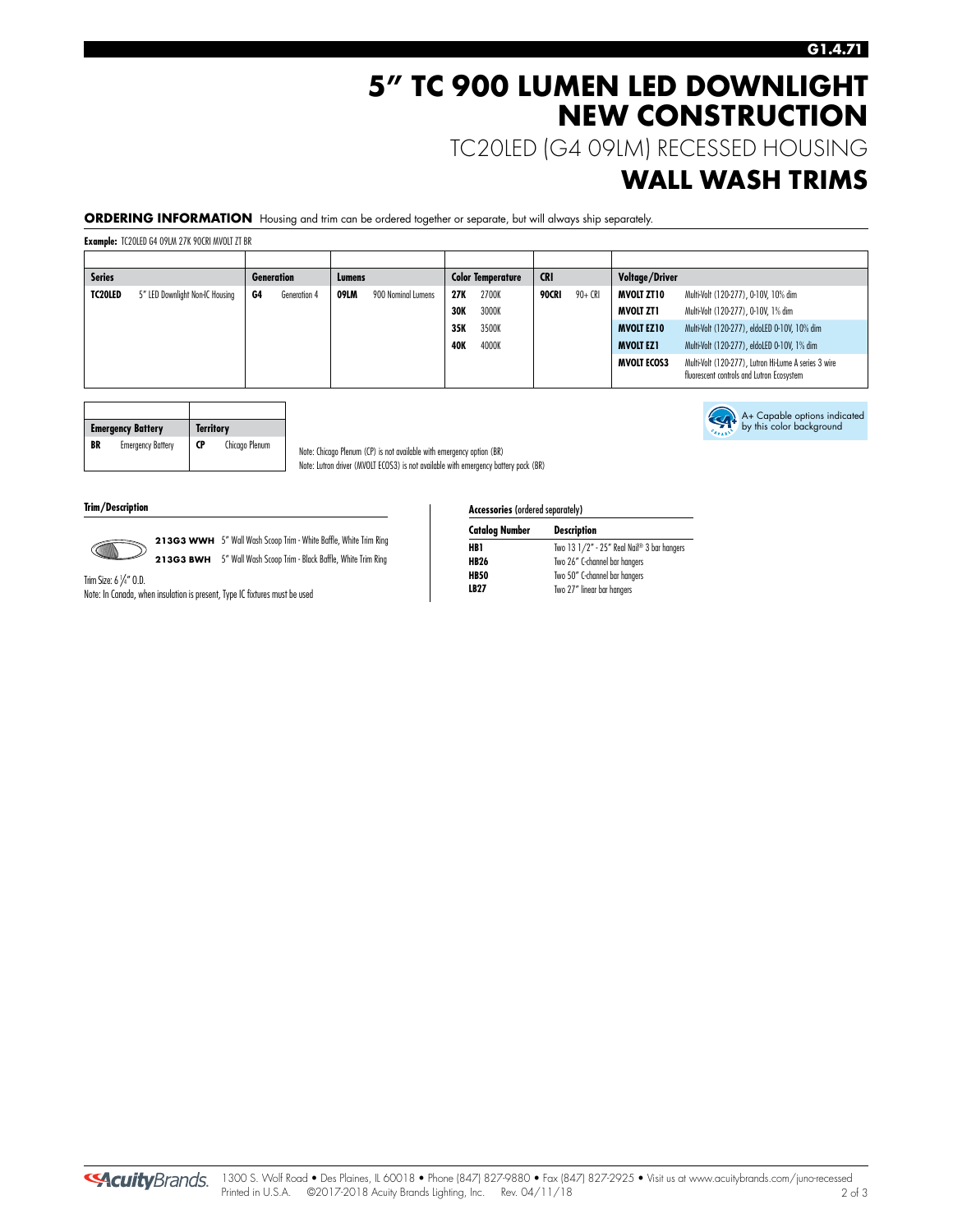# 5" TC 900 LUMEN LED DOWNLIGHT NEW CONSTRUCTION

## TC20LED (G4 09LM) RECESSED HOUSING

## WALL WASH TRIMS

**ORDERING INFORMATION** Housing and trim can be ordered together or separate, but will always ship separately.

**Example:** TC20LED G4 09LM 27K 90CRI MVOLT ZT BR

| Series | | Generation | | Lumens | | Color Temperature | | CRI | | Voltage/Driver | |
|---|---|---|---|---|---|---|---|---|---|---|---|
| **TC20LED** | 5" LED Downlight Non-IC Housing | **G4** | Generation 4 | **09LM** | 900 Nominal Lumens | **27K** | 2700K | **90CRI** | 90+ CRI | **MVOLT ZT10** | Multi-Volt (120-277), 0-10V, 10% dim |
| | | | | | | **30K** | 3000K | | | **MVOLT ZT1** | Multi-Volt (120-277), 0-10V, 1% dim |
| | | | | | | **35K** | 3500K | | | **MVOLT EZ10** | Multi-Volt (120-277), eldoLED 0-10V, 10% dim |
| | | | | | | **40K** | 4000K | | | **MVOLT EZ1** | Multi-Volt (120-277), eldoLED 0-10V, 1% dim |
| | | | | | | | | | | **MVOLT ECOS3** | Multi-Volt (120-277), Lutron Hi-Lume A series 3 wire fluorescent controls and Lutron Ecosystem |

| Emergency Battery | | Territory | |
|---|---|---|---|
| **BR** | Emergency Battery | **CP** | Chicago Plenum |

Note: Chicago Plenum (CP) is not available with emergency option (BR)
Note: Lutron driver (MVOLT ECOS3) is not available with emergency battery pack (BR)

A+ Capable options indicated by this color background

### Trim/Description

**213G3 WWH** 5" Wall Wash Scoop Trim - White Baffle, White Trim Ring
**213G3 BWH** 5" Wall Wash Scoop Trim - Black Baffle, White Trim Ring

Trim Size: 6 1/4" O.D.
Note: In Canada, when insulation is present, Type IC fixtures must be used

### Accessories (ordered separately)

| Catalog Number | Description |
|---|---|
| **HB1** | Two 13 1/2" - 25" Real Nail® 3 bar hangers |
| **HB26** | Two 26" C-channel bar hangers |
| **HB50** | Two 50" C-channel bar hangers |
| **LB27** | Two 27" linear bar hangers |

AcuityBrands. 1300 S. Wolf Road • Des Plaines, IL 60018 • Phone (847) 827-9880 • Fax (847) 827-2925 • Visit us at www.acuitybrands.com/juno-recessed
Printed in U.S.A. ©2017-2018 Acuity Brands Lighting, Inc. Rev. 04/11/18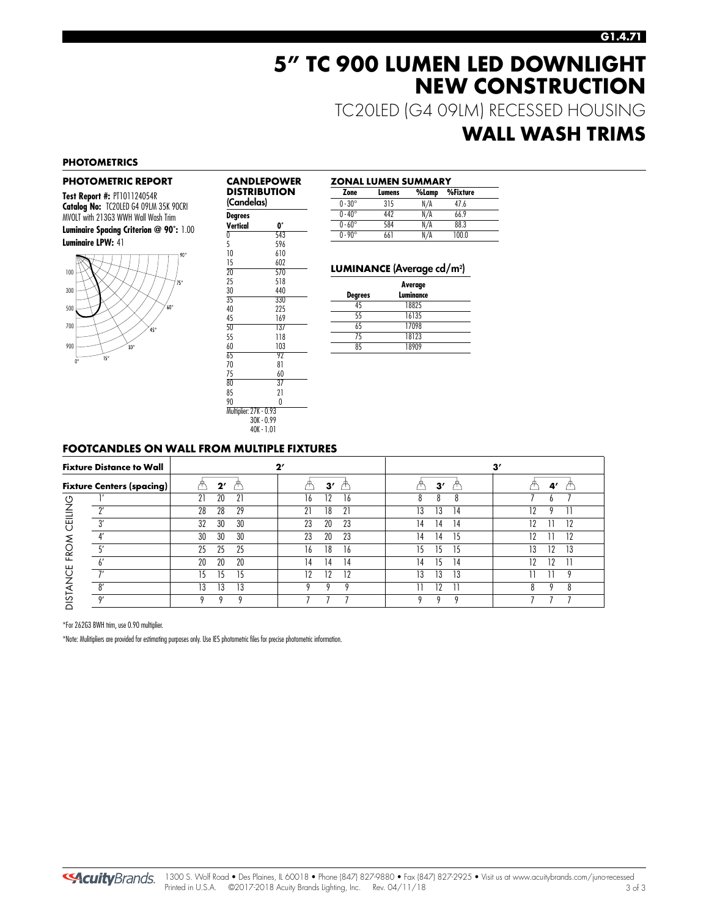# 5" TC 900 LUMEN LED DOWNLIGHT NEW CONSTRUCTION

TC20LED (G4 09LM) RECESSED HOUSING

## WALL WASH TRIMS

### PHOTOMETRICS

#### PHOTOMETRIC REPORT

**Test Report #:** PT101124054R
**Catalog No:** TC20LED G4 09LM 35K 90CRI MVOLT with 213G3 WWH Wall Wash Trim
**Luminaire Spacing Criterion @ 90°:** 1.00
**Luminaire LPW:** 41

90°
75°
60°
45°
30°
15°
0°
100
300
500
700
900

#### CANDLEPOWER DISTRIBUTION (Candelas)

| Degrees Vertical | 0° |
|---|---|
| 0 | 543 |
| 5 | 596 |
| 10 | 610 |
| 15 | 602 |
| 20 | 570 |
| 25 | 518 |
| 30 | 440 |
| 35 | 330 |
| 40 | 225 |
| 45 | 169 |
| 50 | 137 |
| 55 | 118 |
| 60 | 103 |
| 65 | 92 |
| 70 | 81 |
| 75 | 60 |
| 80 | 37 |
| 85 | 21 |
| 90 | 0 |

Multiplier: 27K - 0.93
30K - 0.99
40K - 1.01

#### ZONAL LUMEN SUMMARY

| Zone | Lumens | %Lamp | %Fixture |
|---|---|---|---|
| 0 - 30° | 315 | N/A | 47.6 |
| 0 - 40° | 442 | N/A | 66.9 |
| 0 - 60° | 584 | N/A | 88.3 |
| 0 - 90° | 661 | N/A | 100.0 |

#### LUMINANCE (Average cd/m²)

| Degrees | Average Luminance |
|---|---|
| 45 | 18825 |
| 55 | 16135 |
| 65 | 17098 |
| 75 | 18123 |
| 85 | 18909 |

#### FOOTCANDLES ON WALL FROM MULTIPLE FIXTURES

| Fixture Distance to Wall | 2' | | | | | | 3' | | | | | |
|---|---|---|---|---|---|---|---|---|---|---|---|---|
| Fixture Centers (spacing) | 2' | | | 3' | | | 3' | | | 4' | | |
| DISTANCE FROM CEILING 1' | 21 | 20 | 21 | 16 | 12 | 16 | 8 | 8 | 8 | 7 | 6 | 7 |
| 2' | 28 | 28 | 29 | 21 | 18 | 21 | 13 | 13 | 14 | 12 | 9 | 11 |
| 3' | 32 | 30 | 30 | 23 | 20 | 23 | 14 | 14 | 14 | 12 | 11 | 12 |
| 4' | 30 | 30 | 30 | 23 | 20 | 23 | 14 | 14 | 15 | 12 | 11 | 12 |
| 5' | 25 | 25 | 25 | 16 | 18 | 16 | 15 | 15 | 15 | 13 | 12 | 13 |
| 6' | 20 | 20 | 20 | 14 | 14 | 14 | 14 | 15 | 14 | 12 | 12 | 11 |
| 7' | 15 | 15 | 15 | 12 | 12 | 12 | 13 | 13 | 13 | 11 | 11 | 9 |
| 8' | 13 | 13 | 13 | 9 | 9 | 9 | 11 | 12 | 11 | 8 | 9 | 8 |
| 9' | 9 | 9 | 9 | 7 | 7 | 7 | 9 | 9 | 9 | 7 | 7 | 7 |

*For 262G3 BWH trim, use 0.90 multiplier.

*Note: Multilpliers are provided for estimating purposes only. Use IES photometric files for precise photometric information.

AcuityBrands. 1300 S. Wolf Road • Des Plaines, IL 60018 • Phone (847) 827-9880 • Fax (847) 827-2925 • Visit us at www.acuitybrands.com/juno-recessed
Printed in U.S.A. ©2017-2018 Acuity Brands Lighting, Inc. Rev. 04/11/18